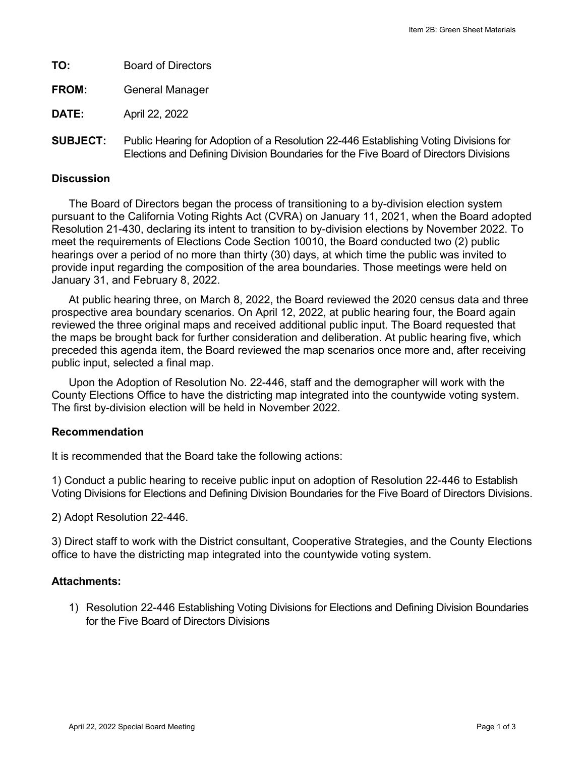**TO:** Board of Directors

**FROM:** General Manager

**DATE:** April 22, 2022

**SUBJECT:** Public Hearing for Adoption of a Resolution 22-446 Establishing Voting Divisions for Elections and Defining Division Boundaries for the Five Board of Directors Divisions

## Discussion

The Board of Directors began the process of transitioning to a by-division election system pursuant to the California Voting Rights Act (CVRA) on January 11, 2021, when the Board adopted Resolution 21-430, declaring its intent to transition to by-division elections by November 2022. To meet the requirements of Elections Code Section 10010, the Board conducted two (2) public hearings over a period of no more than thirty (30) days, at which time the public was invited to provide input regarding the composition of the area boundaries. Those meetings were held on January 31, and February 8, 2022.

At public hearing three, on March 8, 2022, the Board reviewed the 2020 census data and three prospective area boundary scenarios. On April 12, 2022, at public hearing four, the Board again reviewed the three original maps and received additional public input. The Board requested that the maps be brought back for further consideration and deliberation. At public hearing five, which preceded this agenda item, the Board reviewed the map scenarios once more and, after receiving public input, selected a final map.

Upon the Adoption of Resolution No. 22-446, staff and the demographer will work with the County Elections Office to have the districting map integrated into the countywide voting system. The first by-division election will be held in November 2022.

## Recommendation

It is recommended that the Board take the following actions:

1) Conduct a public hearing to receive public input on adoption of Resolution 22-446 to Establish Voting Divisions for Elections and Defining Division Boundaries for the Five Board of Directors Divisions.

2) Adopt Resolution 22-446.

3) Direct staff to work with the District consultant, Cooperative Strategies, and the County Elections office to have the districting map integrated into the countywide voting system.

## Attachments:

1) Resolution 22-446 Establishing Voting Divisions for Elections and Defining Division Boundaries for the Five Board of Directors Divisions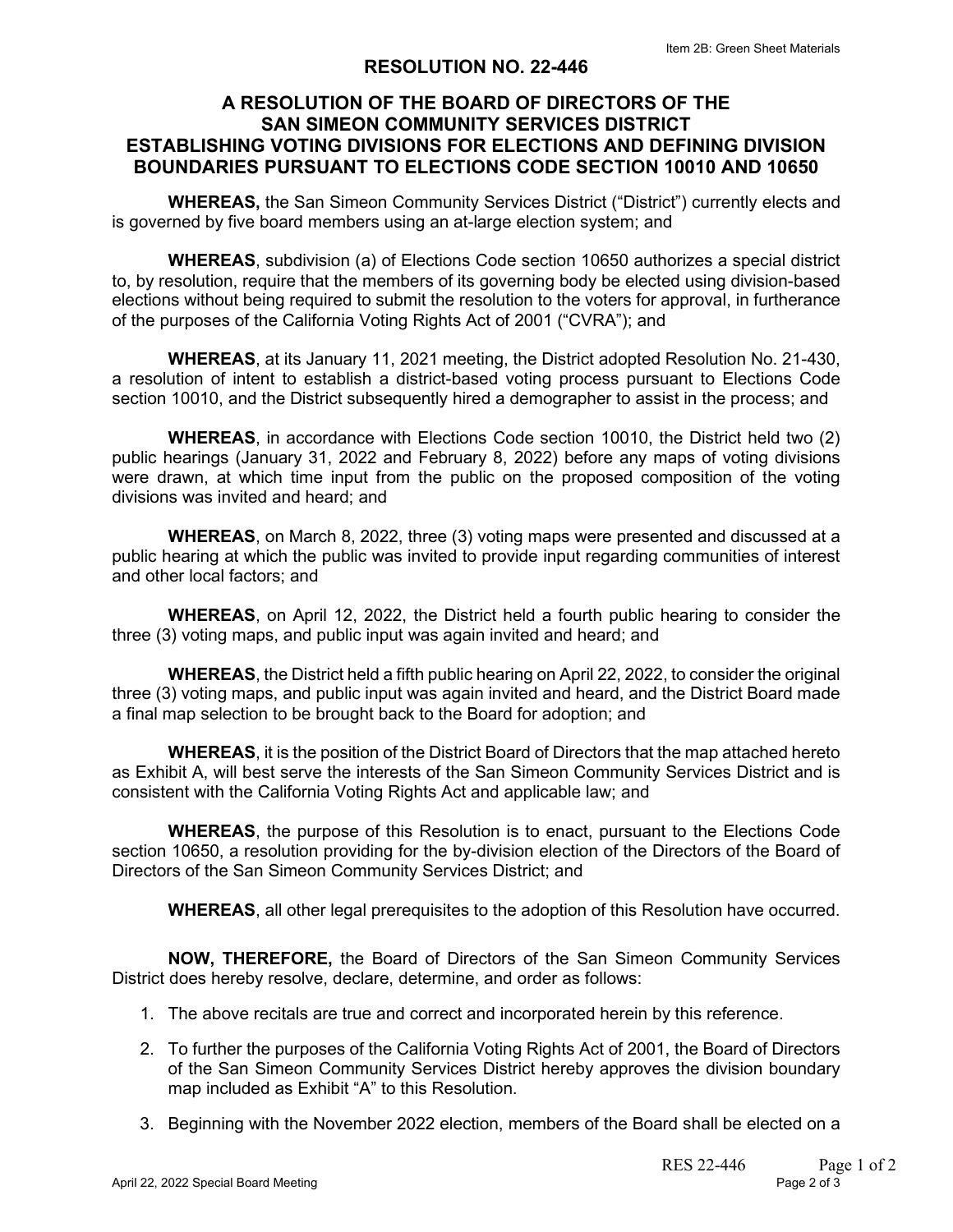# RESOLUTION NO. 22-446

## A RESOLUTION OF THE BOARD OF DIRECTORS OF THE SAN SIMEON COMMUNITY SERVICES DISTRICT ESTABLISHING VOTING DIVISIONS FOR ELECTIONS AND DEFINING DIVISION BOUNDARIES PURSUANT TO ELECTIONS CODE SECTION 10010 AND 10650

**WHEREAS,** the San Simeon Community Services District ("District") currently elects and is governed by five board members using an at-large election system; and

**WHEREAS**, subdivision (a) of Elections Code section 10650 authorizes a special district to, by resolution, require that the members of its governing body be elected using division-based elections without being required to submit the resolution to the voters for approval, in furtherance of the purposes of the California Voting Rights Act of 2001 ("CVRA"); and

**WHEREAS**, at its January 11, 2021 meeting, the District adopted Resolution No. 21-430, a resolution of intent to establish a district-based voting process pursuant to Elections Code section 10010, and the District subsequently hired a demographer to assist in the process; and

**WHEREAS**, in accordance with Elections Code section 10010, the District held two (2) public hearings (January 31, 2022 and February 8, 2022) before any maps of voting divisions were drawn, at which time input from the public on the proposed composition of the voting divisions was invited and heard; and

**WHEREAS**, on March 8, 2022, three (3) voting maps were presented and discussed at a public hearing at which the public was invited to provide input regarding communities of interest and other local factors; and

**WHEREAS**, on April 12, 2022, the District held a fourth public hearing to consider the three (3) voting maps, and public input was again invited and heard; and

**WHEREAS**, the District held a fifth public hearing on April 22, 2022, to consider the original three (3) voting maps, and public input was again invited and heard, and the District Board made a final map selection to be brought back to the Board for adoption; and

**WHEREAS**, it is the position of the District Board of Directors that the map attached hereto as Exhibit A, will best serve the interests of the San Simeon Community Services District and is consistent with the California Voting Rights Act and applicable law; and

**WHEREAS**, the purpose of this Resolution is to enact, pursuant to the Elections Code section 10650, a resolution providing for the by-division election of the Directors of the Board of Directors of the San Simeon Community Services District; and

**WHEREAS**, all other legal prerequisites to the adoption of this Resolution have occurred.

**NOW, THEREFORE,** the Board of Directors of the San Simeon Community Services District does hereby resolve, declare, determine, and order as follows:

1. The above recitals are true and correct and incorporated herein by this reference.
2. To further the purposes of the California Voting Rights Act of 2001, the Board of Directors of the San Simeon Community Services District hereby approves the division boundary map included as Exhibit "A" to this Resolution.
3. Beginning with the November 2022 election, members of the Board shall be elected on a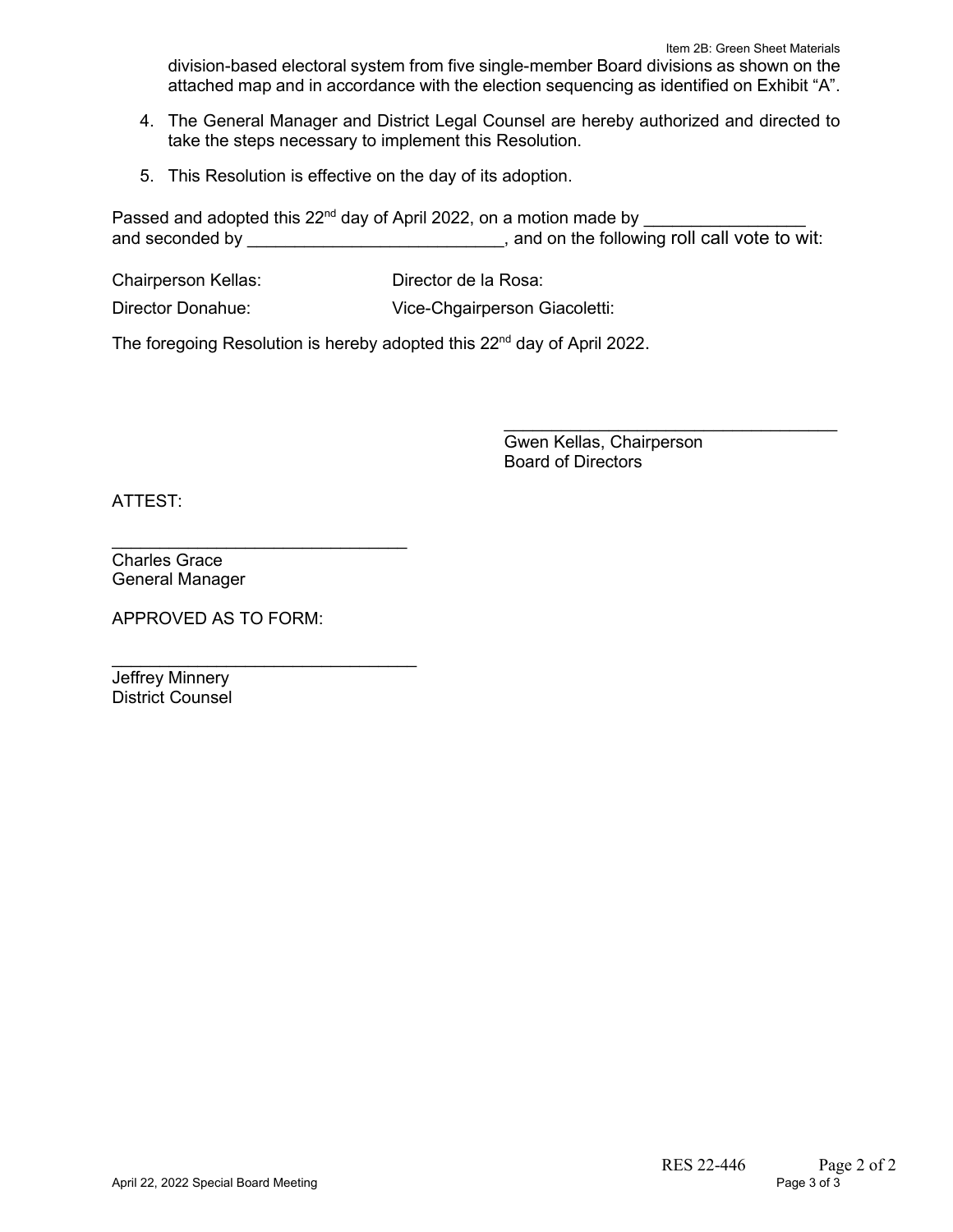division-based electoral system from five single-member Board divisions as shown on the attached map and in accordance with the election sequencing as identified on Exhibit "A".

4. The General Manager and District Legal Counsel are hereby authorized and directed to take the steps necessary to implement this Resolution.

5. This Resolution is effective on the day of its adoption.

Passed and adopted this 22nd day of April 2022, on a motion made by ________________ and seconded by __________________________, and on the following roll call vote to wit:

| | |
|---|---|
| Chairperson Kellas: | Director de la Rosa: |
| Director Donahue: | Vice-Chgairperson Giacoletti: |

The foregoing Resolution is hereby adopted this 22nd day of April 2022.

__________________________________
Gwen Kellas, Chairperson
Board of Directors

ATTEST:

______________________________
Charles Grace
General Manager

APPROVED AS TO FORM:

_______________________________
Jeffrey Minnery
District Counsel

RES 22-446